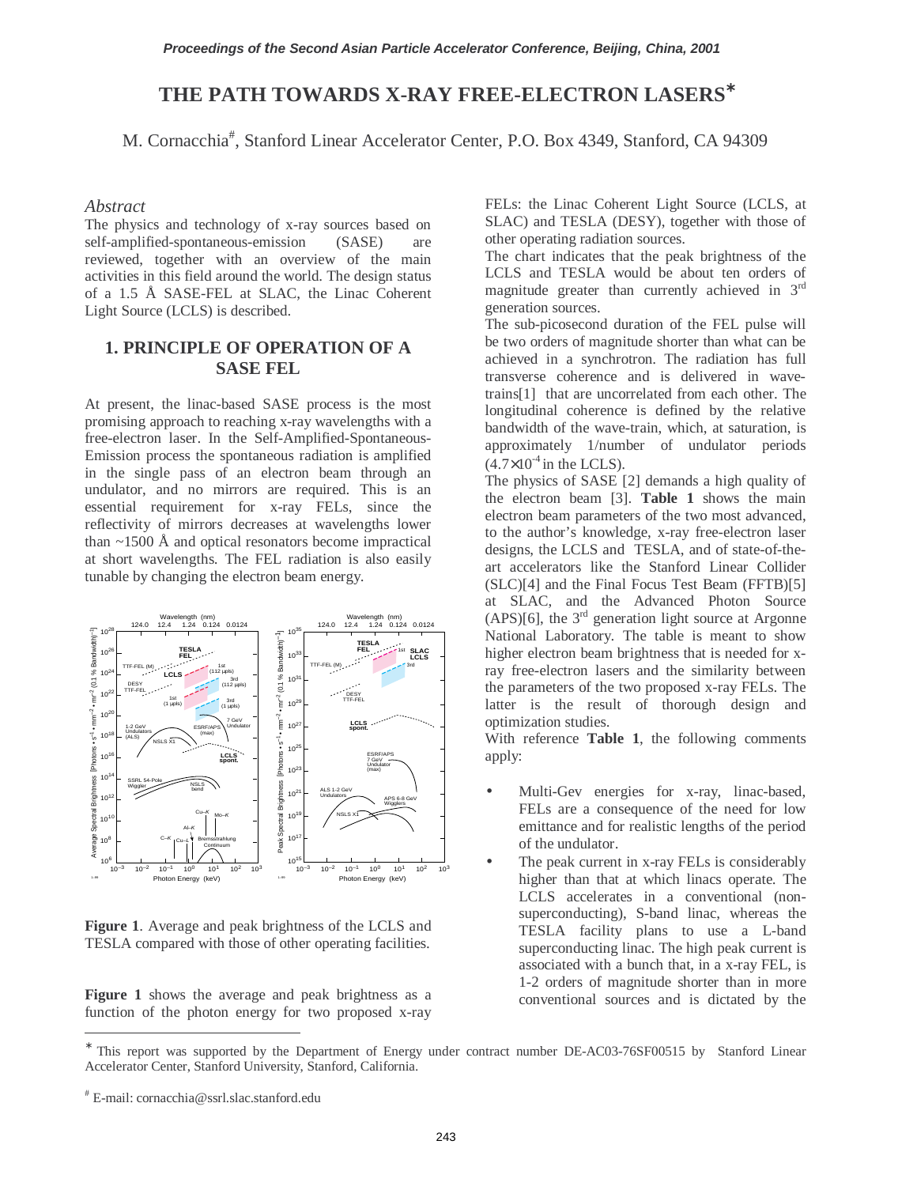# THE PATH TOWARDS X-RAY FREE-ELECTRON LASERS*

M. Cornacchia#, Stanford Linear Accelerator Center, P.O. Box 4349, Stanford, CA 94309

## *Abstract*

The physics and technology of x-ray sources based on self-amplified-spontaneous-emission (SASE) are reviewed, together with an overview of the main activities in this field around the world. The design status of a 1.5 Å SASE-FEL at SLAC, the Linac Coherent Light Source (LCLS) is described.

## 1. PRINCIPLE OF OPERATION OF A SASE FEL

At present, the linac-based SASE process is the most promising approach to reaching x-ray wavelengths with a free-electron laser. In the Self-Amplified-Spontaneous-Emission process the spontaneous radiation is amplified in the single pass of an electron beam through an undulator, and no mirrors are required. This is an essential requirement for x-ray FELs, since the reflectivity of mirrors decreases at wavelengths lower than ~1500 Å and optical resonators become impractical at short wavelengths. The FEL radiation is also easily tunable by changing the electron beam energy.

**Figure 1**. Average and peak brightness of the LCLS and TESLA compared with those of other operating facilities.

**Figure 1** shows the average and peak brightness as a function of the photon energy for two proposed x-ray FELs: the Linac Coherent Light Source (LCLS, at SLAC) and TESLA (DESY), together with those of other operating radiation sources.

The chart indicates that the peak brightness of the LCLS and TESLA would be about ten orders of magnitude greater than currently achieved in 3rd generation sources.

The sub-picosecond duration of the FEL pulse will be two orders of magnitude shorter than what can be achieved in a synchrotron. The radiation has full transverse coherence and is delivered in wave-trains[1] that are uncorrelated from each other. The longitudinal coherence is defined by the relative bandwidth of the wave-train, which, at saturation, is approximately 1/number of undulator periods ($4.7\times10^{-4}$ in the LCLS).

The physics of SASE [2] demands a high quality of the electron beam [3]. **Table 1** shows the main electron beam parameters of the two most advanced, to the author's knowledge, x-ray free-electron laser designs, the LCLS and TESLA, and of state-of-the-art accelerators like the Stanford Linear Collider (SLC)[4] and the Final Focus Test Beam (FFTB)[5] at SLAC, and the Advanced Photon Source (APS)[6], the 3rd generation light source at Argonne National Laboratory. The table is meant to show higher electron beam brightness that is needed for x-ray free-electron lasers and the similarity between the parameters of the two proposed x-ray FELs. The latter is the result of thorough design and optimization studies.

With reference **Table 1**, the following comments apply:

- Multi-Gev energies for x-ray, linac-based, FELs are a consequence of the need for low emittance and for realistic lengths of the period of the undulator.
- The peak current in x-ray FELs is considerably higher than that at which linacs operate. The LCLS accelerates in a conventional (non-superconducting), S-band linac, whereas the TESLA facility plans to use a L-band superconducting linac. The high peak current is associated with a bunch that, in a x-ray FEL, is 1-2 orders of magnitude shorter than in more conventional sources and is dictated by the

---

* This report was supported by the Department of Energy under contract number DE-AC03-76SF00515 by Stanford Linear Accelerator Center, Stanford University, Stanford, California.

# E-mail: cornacchia@ssrl.slac.stanford.edu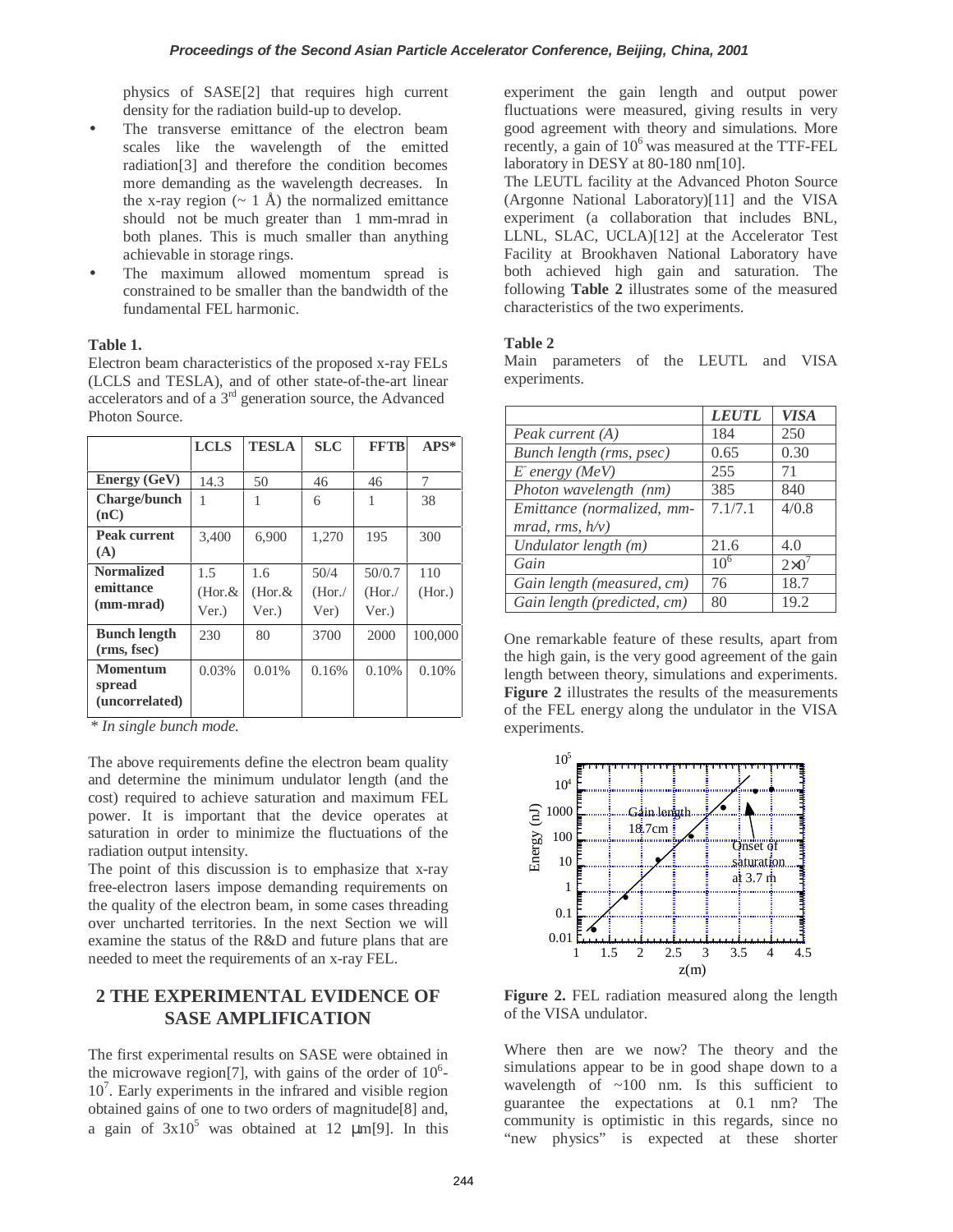physics of SASE[2] that requires high current density for the radiation build-up to develop.

- The transverse emittance of the electron beam scales like the wavelength of the emitted radiation[3] and therefore the condition becomes more demanding as the wavelength decreases. In the x-ray region (~ 1 Å) the normalized emittance should not be much greater than 1 mm-mrad in both planes. This is much smaller than anything achievable in storage rings.
- The maximum allowed momentum spread is constrained to be smaller than the bandwidth of the fundamental FEL harmonic.

**Table 1.**
Electron beam characteristics of the proposed x-ray FELs (LCLS and TESLA), and of other state-of-the-art linear accelerators and of a 3rd generation source, the Advanced Photon Source.

| | LCLS | TESLA | SLC | FFTB | APS* |
|---|---|---|---|---|---|
| **Energy (GeV)** | 14.3 | 50 | 46 | 46 | 7 |
| **Charge/bunch (nC)** | 1 | 1 | 6 | 1 | 38 |
| **Peak current (A)** | 3,400 | 6,900 | 1,270 | 195 | 300 |
| **Normalized emittance (mm-mrad)** | 1.5 (Hor.& Ver.) | 1.6 (Hor.& Ver.) | 50/4 (Hor./ Ver) | 50/0.7 (Hor./ Ver.) | 110 (Hor.) |
| **Bunch length (rms, fsec)** | 230 | 80 | 3700 | 2000 | 100,000 |
| **Momentum spread (uncorrelated)** | 0.03% | 0.01% | 0.16% | 0.10% | 0.10% |

*\* In single bunch mode.*

The above requirements define the electron beam quality and determine the minimum undulator length (and the cost) required to achieve saturation and maximum FEL power. It is important that the device operates at saturation in order to minimize the fluctuations of the radiation output intensity.

The point of this discussion is to emphasize that x-ray free-electron lasers impose demanding requirements on the quality of the electron beam, in some cases threading over uncharted territories. In the next Section we will examine the status of the R&D and future plans that are needed to meet the requirements of an x-ray FEL.

## 2 THE EXPERIMENTAL EVIDENCE OF SASE AMPLIFICATION

The first experimental results on SASE were obtained in the microwave region[7], with gains of the order of $10^6$-$10^7$. Early experiments in the infrared and visible region obtained gains of one to two orders of magnitude[8] and, a gain of $3x10^5$ was obtained at 12 μm[9]. In this experiment the gain length and output power fluctuations were measured, giving results in very good agreement with theory and simulations. More recently, a gain of $10^6$ was measured at the TTF-FEL laboratory in DESY at 80-180 nm[10].

The LEUTL facility at the Advanced Photon Source (Argonne National Laboratory)[11] and the VISA experiment (a collaboration that includes BNL, LLNL, SLAC, UCLA)[12] at the Accelerator Test Facility at Brookhaven National Laboratory have both achieved high gain and saturation. The following **Table 2** illustrates some of the measured characteristics of the two experiments.

**Table 2**
Main parameters of the LEUTL and VISA experiments.

| | *LEUTL* | *VISA* |
|---|---|---|
| *Peak current (A)* | 184 | 250 |
| *Bunch length (rms, psec)* | 0.65 | 0.30 |
| *$E^-$ energy (MeV)* | 255 | 71 |
| *Photon wavelength (nm)* | 385 | 840 |
| *Emittance (normalized, mm-mrad, rms, h/v)* | 7.1/7.1 | 4/0.8 |
| *Undulator length (m)* | 21.6 | 4.0 |
| *Gain* | $10^6$ | $2\times10^7$ |
| *Gain length (measured, cm)* | 76 | 18.7 |
| *Gain length (predicted, cm)* | 80 | 19.2 |

One remarkable feature of these results, apart from the high gain, is the very good agreement of the gain length between theory, simulations and experiments. **Figure 2** illustrates the results of the measurements of the FEL energy along the undulator in the VISA experiments.

**Figure 2.** FEL radiation measured along the length of the VISA undulator.

Where then are we now? The theory and the simulations appear to be in good shape down to a wavelength of ~100 nm. Is this sufficient to guarantee the expectations at 0.1 nm? The community is optimistic in this regards, since no "new physics" is expected at these shorter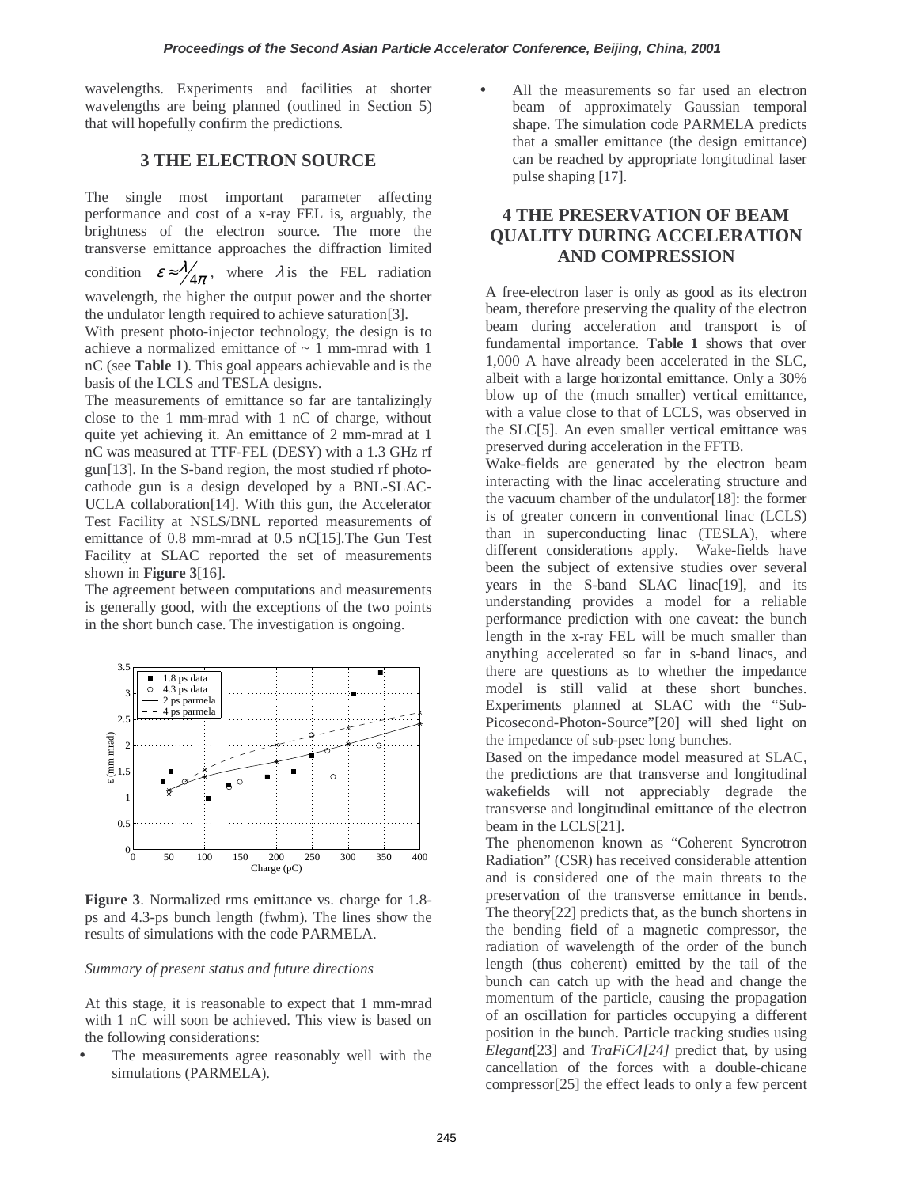wavelengths. Experiments and facilities at shorter wavelengths are being planned (outlined in Section 5) that will hopefully confirm the predictions.

## 3 THE ELECTRON SOURCE

The single most important parameter affecting performance and cost of a x-ray FEL is, arguably, the brightness of the electron source. The more the transverse emittance approaches the diffraction limited condition $\varepsilon \approx \lambda/4\pi$, where $\lambda$ is the FEL radiation wavelength, the higher the output power and the shorter the undulator length required to achieve saturation[3].

With present photo-injector technology, the design is to achieve a normalized emittance of ~ 1 mm-mrad with 1 nC (see **Table 1**). This goal appears achievable and is the basis of the LCLS and TESLA designs.

The measurements of emittance so far are tantalizingly close to the 1 mm-mrad with 1 nC of charge, without quite yet achieving it. An emittance of 2 mm-mrad at 1 nC was measured at TTF-FEL (DESY) with a 1.3 GHz rf gun[13]. In the S-band region, the most studied rf photo-cathode gun is a design developed by a BNL-SLAC-UCLA collaboration[14]. With this gun, the Accelerator Test Facility at NSLS/BNL reported measurements of emittance of 0.8 mm-mrad at 0.5 nC[15].The Gun Test Facility at SLAC reported the set of measurements shown in **Figure 3**[16].

The agreement between computations and measurements is generally good, with the exceptions of the two points in the short bunch case. The investigation is ongoing.

**Figure 3**. Normalized rms emittance vs. charge for 1.8-ps and 4.3-ps bunch length (fwhm). The lines show the results of simulations with the code PARMELA.

*Summary of present status and future directions*

At this stage, it is reasonable to expect that 1 mm-mrad with 1 nC will soon be achieved. This view is based on the following considerations:

- The measurements agree reasonably well with the simulations (PARMELA).
- All the measurements so far used an electron beam of approximately Gaussian temporal shape. The simulation code PARMELA predicts that a smaller emittance (the design emittance) can be reached by appropriate longitudinal laser pulse shaping [17].

## 4 THE PRESERVATION OF BEAM QUALITY DURING ACCELERATION AND COMPRESSION

A free-electron laser is only as good as its electron beam, therefore preserving the quality of the electron beam during acceleration and transport is of fundamental importance. **Table 1** shows that over 1,000 A have already been accelerated in the SLC, albeit with a large horizontal emittance. Only a 30% blow up of the (much smaller) vertical emittance, with a value close to that of LCLS, was observed in the SLC[5]. An even smaller vertical emittance was preserved during acceleration in the FFTB.

Wake-fields are generated by the electron beam interacting with the linac accelerating structure and the vacuum chamber of the undulator[18]: the former is of greater concern in conventional linac (LCLS) than in superconducting linac (TESLA), where different considerations apply. Wake-fields have been the subject of extensive studies over several years in the S-band SLAC linac[19], and its understanding provides a model for a reliable performance prediction with one caveat: the bunch length in the x-ray FEL will be much smaller than anything accelerated so far in s-band linacs, and there are questions as to whether the impedance model is still valid at these short bunches. Experiments planned at SLAC with the "Sub-Picosecond-Photon-Source"[20] will shed light on the impedance of sub-psec long bunches.

Based on the impedance model measured at SLAC, the predictions are that transverse and longitudinal wakefields will not appreciably degrade the transverse and longitudinal emittance of the electron beam in the LCLS[21].

The phenomenon known as "Coherent Syncrotron Radiation" (CSR) has received considerable attention and is considered one of the main threats to the preservation of the transverse emittance in bends. The theory[22] predicts that, as the bunch shortens in the bending field of a magnetic compressor, the radiation of wavelength of the order of the bunch length (thus coherent) emitted by the tail of the bunch can catch up with the head and change the momentum of the particle, causing the propagation of an oscillation for particles occupying a different position in the bunch. Particle tracking studies using *Elegant*[23] and *TraFiC4[24]* predict that, by using cancellation of the forces with a double-chicane compressor[25] the effect leads to only a few percent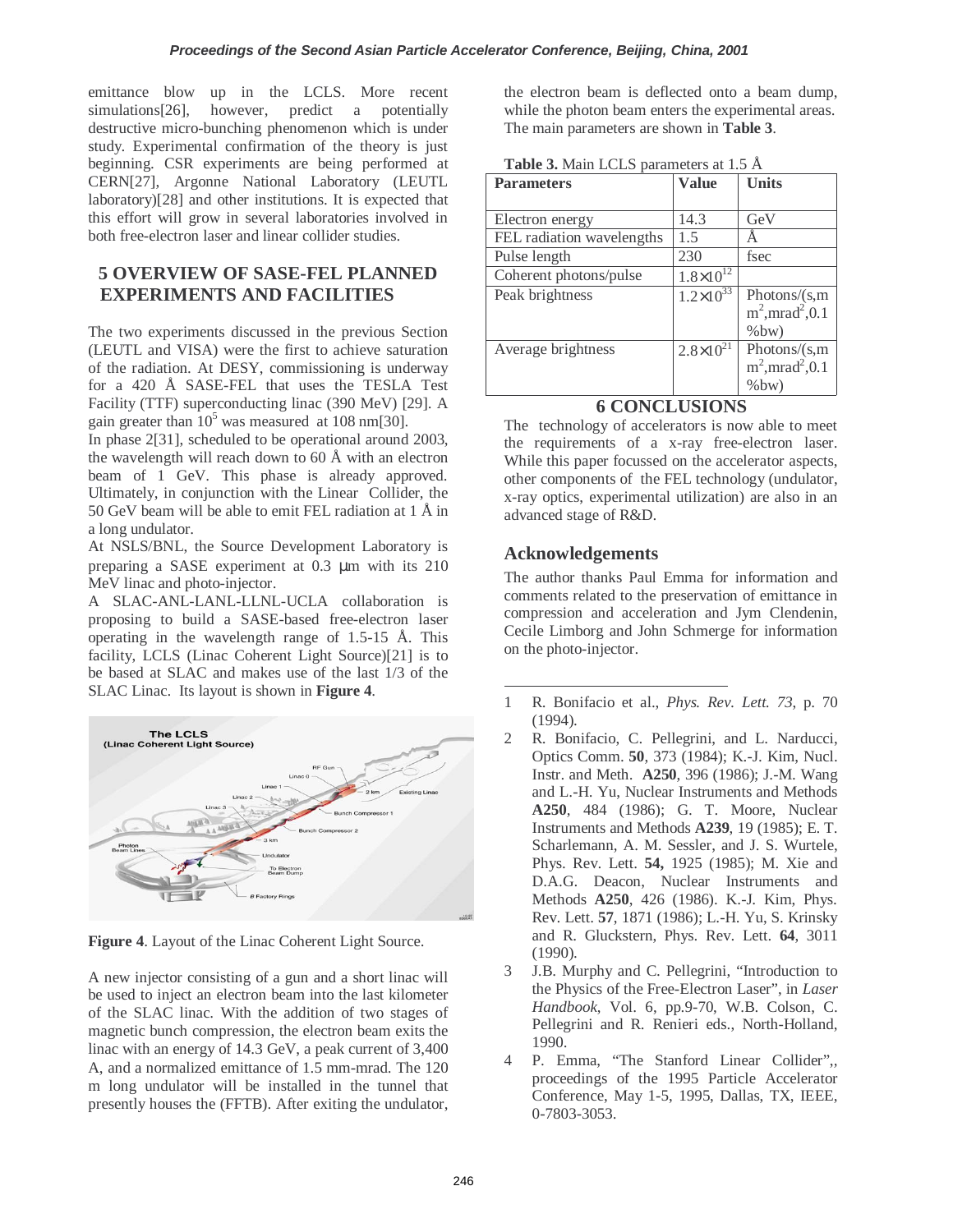emittance blow up in the LCLS. More recent simulations[26], however, predict a potentially destructive micro-bunching phenomenon which is under study. Experimental confirmation of the theory is just beginning. CSR experiments are being performed at CERN[27], Argonne National Laboratory (LEUTL laboratory)[28] and other institutions. It is expected that this effort will grow in several laboratories involved in both free-electron laser and linear collider studies.

## 5 OVERVIEW OF SASE-FEL PLANNED EXPERIMENTS AND FACILITIES

The two experiments discussed in the previous Section (LEUTL and VISA) were the first to achieve saturation of the radiation. At DESY, commissioning is underway for a 420 Å SASE-FEL that uses the TESLA Test Facility (TTF) superconducting linac (390 MeV) [29]. A gain greater than $10^5$ was measured at 108 nm[30].

In phase 2[31], scheduled to be operational around 2003, the wavelength will reach down to 60 Å with an electron beam of 1 GeV. This phase is already approved. Ultimately, in conjunction with the Linear Collider, the 50 GeV beam will be able to emit FEL radiation at 1 Å in a long undulator.

At NSLS/BNL, the Source Development Laboratory is preparing a SASE experiment at 0.3 μm with its 210 MeV linac and photo-injector.

A SLAC-ANL-LANL-LLNL-UCLA collaboration is proposing to build a SASE-based free-electron laser operating in the wavelength range of 1.5-15 Å. This facility, LCLS (Linac Coherent Light Source)[21] is to be based at SLAC and makes use of the last 1/3 of the SLAC Linac. Its layout is shown in **Figure 4**.

**Figure 4**. Layout of the Linac Coherent Light Source.

A new injector consisting of a gun and a short linac will be used to inject an electron beam into the last kilometer of the SLAC linac. With the addition of two stages of magnetic bunch compression, the electron beam exits the linac with an energy of 14.3 GeV, a peak current of 3,400 A, and a normalized emittance of 1.5 mm-mrad. The 120 m long undulator will be installed in the tunnel that presently houses the (FFTB). After exiting the undulator, the electron beam is deflected onto a beam dump, while the photon beam enters the experimental areas. The main parameters are shown in **Table 3**.

**Table 3.** Main LCLS parameters at 1.5 Å

| Parameters | Value | Units |
|---|---|---|
| Electron energy | 14.3 | GeV |
| FEL radiation wavelengths | 1.5 | Å |
| Pulse length | 230 | fsec |
| Coherent photons/pulse | $1.8\times10^{12}$ | |
| Peak brightness | $1.2\times10^{33}$ | Photons/(s,mm$^2$,mrad$^2$,0.1%bw) |
| Average brightness | $2.8\times10^{21}$ | Photons/(s,mm$^2$,mrad$^2$,0.1%bw) |

## 6 CONCLUSIONS

The technology of accelerators is now able to meet the requirements of a x-ray free-electron laser. While this paper focussed on the accelerator aspects, other components of the FEL technology (undulator, x-ray optics, experimental utilization) are also in an advanced stage of R&D.

## Acknowledgements

The author thanks Paul Emma for information and comments related to the preservation of emittance in compression and acceleration and Jym Clendenin, Cecile Limborg and John Schmerge for information on the photo-injector.

---

1. R. Bonifacio et al., *Phys. Rev. Lett. 73*, p. 70 (1994).
2. R. Bonifacio, C. Pellegrini, and L. Narducci, Optics Comm. **50**, 373 (1984); K.-J. Kim, Nucl. Instr. and Meth. **A250**, 396 (1986); J.-M. Wang and L.-H. Yu, Nuclear Instruments and Methods **A250**, 484 (1986); G. T. Moore, Nuclear Instruments and Methods **A239**, 19 (1985); E. T. Scharlemann, A. M. Sessler, and J. S. Wurtele, Phys. Rev. Lett. **54,** 1925 (1985); M. Xie and D.A.G. Deacon, Nuclear Instruments and Methods **A250**, 426 (1986). K.-J. Kim, Phys. Rev. Lett. **57**, 1871 (1986); L.-H. Yu, S. Krinsky and R. Gluckstern, Phys. Rev. Lett. **64**, 3011 (1990).
3. J.B. Murphy and C. Pellegrini, "Introduction to the Physics of the Free-Electron Laser", in *Laser Handbook*, Vol. 6, pp.9-70, W.B. Colson, C. Pellegrini and R. Renieri eds., North-Holland, 1990.
4. P. Emma, "The Stanford Linear Collider",, proceedings of the 1995 Particle Accelerator Conference, May 1-5, 1995, Dallas, TX, IEEE, 0-7803-3053.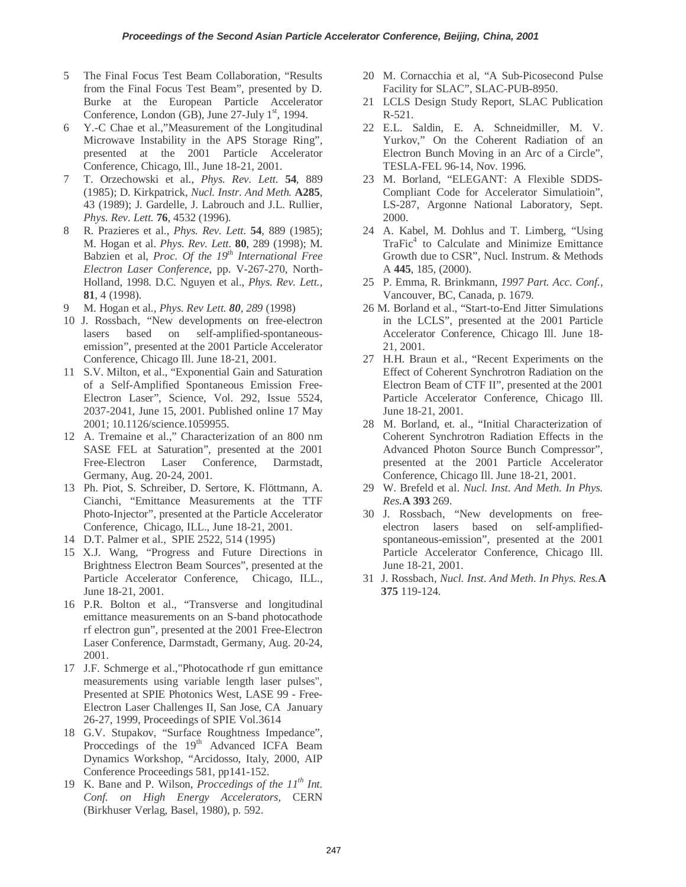5 The Final Focus Test Beam Collaboration, "Results from the Final Focus Test Beam", presented by D. Burke at the European Particle Accelerator Conference, London (GB), June 27-July 1st, 1994.

6 Y.-C Chae et al.,"Measurement of the Longitudinal Microwave Instability in the APS Storage Ring", presented at the 2001 Particle Accelerator Conference, Chicago, Ill., June 18-21, 2001.

7 T. Orzechowski et al., *Phys. Rev. Lett.* **54**, 889 (1985); D. Kirkpatrick, *Nucl. Instr. And Meth.* **A285**, 43 (1989); J. Gardelle, J. Labrouch and J.L. Rullier, *Phys. Rev. Lett.* **76**, 4532 (1996).

8 R. Prazieres et al., *Phys. Rev. Lett.* **54**, 889 (1985); M. Hogan et al. *Phys. Rev. Lett.* **80**, 289 (1998); M. Babzien et al, *Proc. Of the 19th International Free Electron Laser Conference*, pp. V-267-270, North-Holland, 1998. D.C. Nguyen et al., *Phys. Rev. Lett.*, **81**, 4 (1998).

9 M. Hogan et al., *Phys. Rev Lett.* ***80**, 289* (1998)

10 J. Rossbach, "New developments on free-electron lasers based on self-amplified-spontaneous-emission", presented at the 2001 Particle Accelerator Conference, Chicago Ill. June 18-21, 2001.

11 S.V. Milton, et al., "Exponential Gain and Saturation of a Self-Amplified Spontaneous Emission Free-Electron Laser", Science, Vol. 292, Issue 5524, 2037-2041, June 15, 2001. Published online 17 May 2001; 10.1126/science.1059955.

12 A. Tremaine et al.," Characterization of an 800 nm SASE FEL at Saturation", presented at the 2001 Free-Electron Laser Conference, Darmstadt, Germany, Aug. 20-24, 2001.

13 Ph. Piot, S. Schreiber, D. Sertore, K. Flöttmann, A. Cianchi, "Emittance Measurements at the TTF Photo-Injector", presented at the Particle Accelerator Conference, Chicago, ILL., June 18-21, 2001.

14 D.T. Palmer et al., SPIE 2522, 514 (1995)

15 X.J. Wang, "Progress and Future Directions in Brightness Electron Beam Sources", presented at the Particle Accelerator Conference, Chicago, ILL., June 18-21, 2001.

16 P.R. Bolton et al., "Transverse and longitudinal emittance measurements on an S-band photocathode rf electron gun", presented at the 2001 Free-Electron Laser Conference, Darmstadt, Germany, Aug. 20-24, 2001.

17 J.F. Schmerge et al.,"Photocathode rf gun emittance measurements using variable length laser pulses", Presented at SPIE Photonics West, LASE 99 - Free-Electron Laser Challenges II, San Jose, CA January 26-27, 1999, Proceedings of SPIE Vol.3614

18 G.V. Stupakov, "Surface Roughtness Impedance", Proccedings of the 19th Advanced ICFA Beam Dynamics Workshop, "Arcidosso, Italy, 2000, AIP Conference Proceedings 581, pp141-152.

19 K. Bane and P. Wilson, *Proccedings of the 11th Int. Conf. on High Energy Accelerators,* CERN (Birkhuser Verlag, Basel, 1980), p. 592.

20 M. Cornacchia et al, "A Sub-Picosecond Pulse Facility for SLAC", SLAC-PUB-8950.

21 LCLS Design Study Report, SLAC Publication R-521.

22 E.L. Saldin, E. A. Schneidmiller, M. V. Yurkov," On the Coherent Radiation of an Electron Bunch Moving in an Arc of a Circle", TESLA-FEL 96-14, Nov. 1996.

23 M. Borland, "ELEGANT: A Flexible SDDS-Compliant Code for Accelerator Simulatioin", LS-287, Argonne National Laboratory, Sept. 2000.

24 A. Kabel, M. Dohlus and T. Limberg, "Using TraFic[4] to Calculate and Minimize Emittance Growth due to CSR", Nucl. Instrum. & Methods A **445**, 185, (2000).

25 P. Emma, R. Brinkmann, *1997 Part. Acc. Conf.*, Vancouver, BC, Canada, p. 1679.

26 M. Borland et al., "Start-to-End Jitter Simulations in the LCLS", presented at the 2001 Particle Accelerator Conference, Chicago Ill. June 18-21, 2001.

27 H.H. Braun et al., "Recent Experiments on the Effect of Coherent Synchrotron Radiation on the Electron Beam of CTF II", presented at the 2001 Particle Accelerator Conference, Chicago Ill. June 18-21, 2001.

28 M. Borland, et. al., "Initial Characterization of Coherent Synchrotron Radiation Effects in the Advanced Photon Source Bunch Compressor", presented at the 2001 Particle Accelerator Conference, Chicago Ill. June 18-21, 2001.

29 W. Brefeld et al. *Nucl. Inst. And Meth. In Phys. Res.***A 393** 269.

30 J. Rossbach, "New developments on free-electron lasers based on self-amplified-spontaneous-emission", presented at the 2001 Particle Accelerator Conference, Chicago Ill. June 18-21, 2001.

31 J. Rossbach, *Nucl. Inst. And Meth. In Phys. Res.***A 375** 119-124.